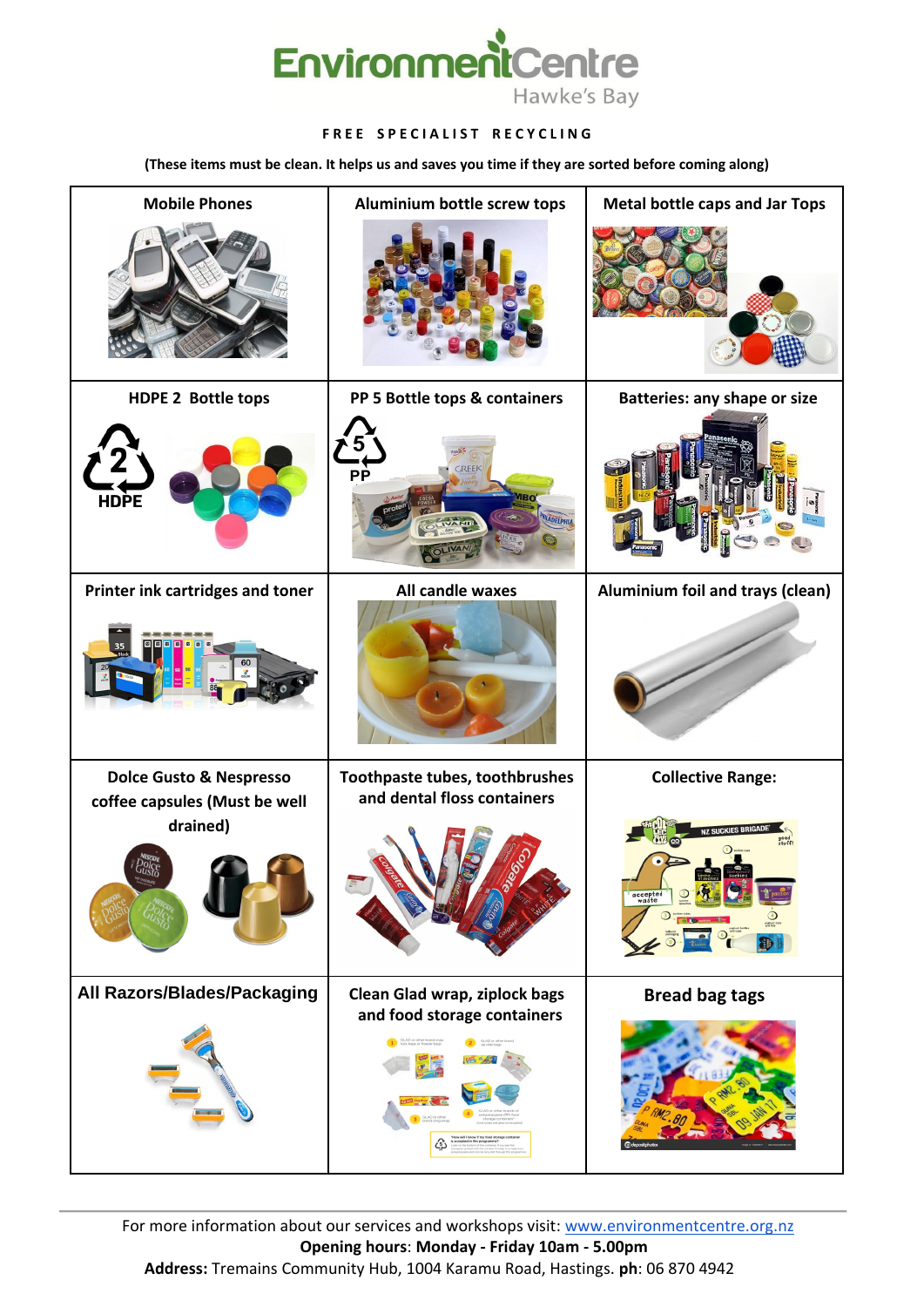# EnvironmentCentre
Hawke's Bay

**FREE SPECIALIST RECYCLING**

**(These items must be clean. It helps us and saves you time if they are sorted before coming along)**

| | | |
|---|---|---|
| **Mobile Phones** | **Aluminium bottle screw tops** | **Metal bottle caps and Jar Tops** |
| **HDPE 2 Bottle tops** | **PP 5 Bottle tops & containers** | **Batteries: any shape or size** |
| **Printer ink cartridges and toner** | **All candle waxes** | **Aluminium foil and trays (clean)** |
| **Dolce Gusto & Nespresso coffee capsules (Must be well drained)** | **Toothpaste tubes, toothbrushes and dental floss containers** | **Collective Range:** |
| **All Razors/Blades/Packaging** | **Clean Glad wrap, ziplock bags and food storage containers** | **Bread bag tags** |

For more information about our services and workshops visit: www.environmentcentre.org.nz

**Opening hours**: **Monday - Friday 10am - 5.00pm**

**Address:** Tremains Community Hub, 1004 Karamu Road, Hastings. **ph**: 06 870 4942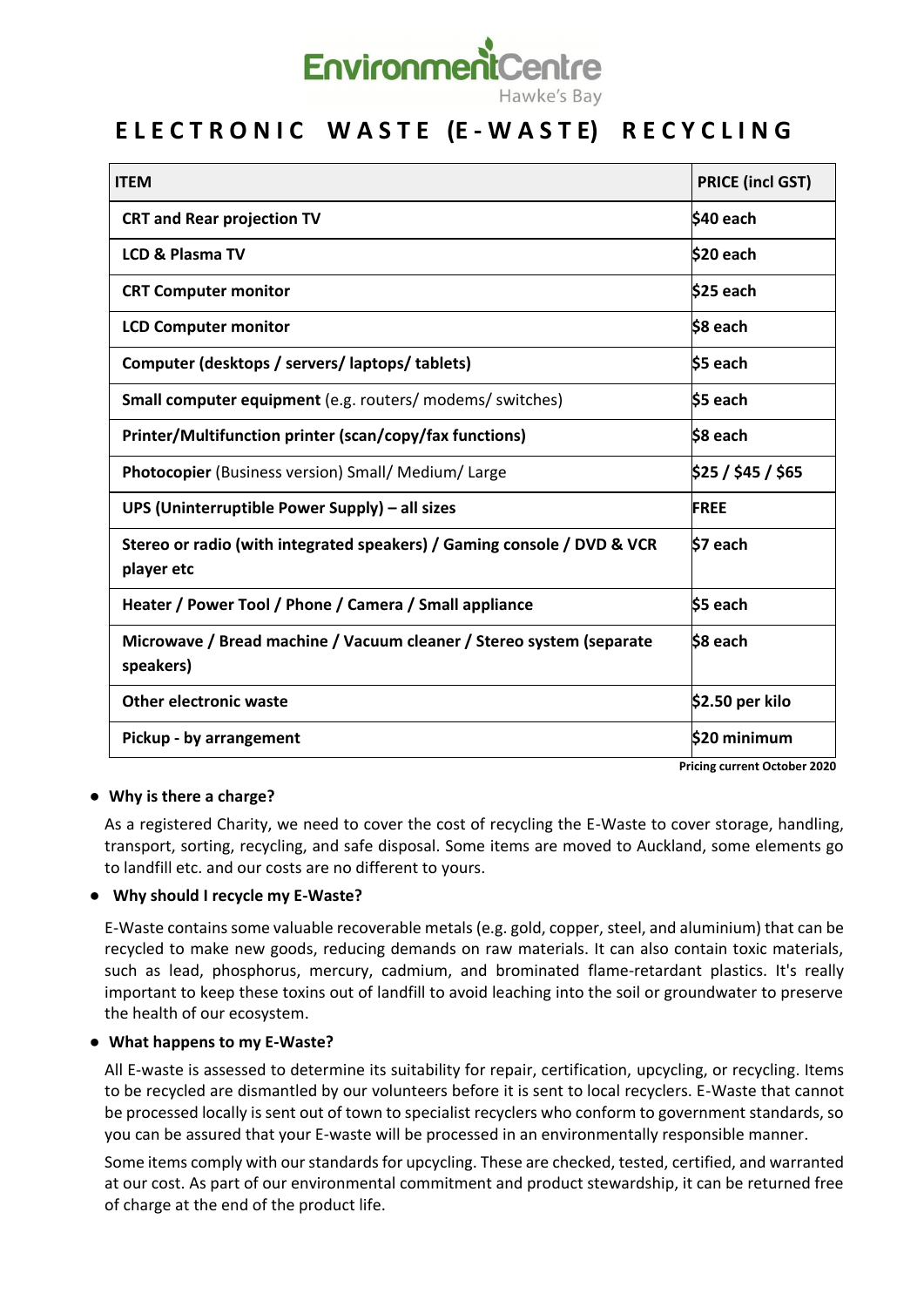# ELECTRONIC WASTE (E-WASTE) RECYCLING

| ITEM | PRICE (incl GST) |
|---|---|
| **CRT and Rear projection TV** | **$40 each** |
| **LCD & Plasma TV** | **$20 each** |
| **CRT Computer monitor** | **$25 each** |
| **LCD Computer monitor** | **$8 each** |
| **Computer (desktops / servers/ laptops/ tablets)** | **$5 each** |
| **Small computer equipment** (e.g. routers/ modems/ switches) | **$5 each** |
| **Printer/Multifunction printer (scan/copy/fax functions)** | **$8 each** |
| **Photocopier** (Business version) Small/ Medium/ Large | **$25 / $45 / $65** |
| **UPS (Uninterruptible Power Supply) – all sizes** | **FREE** |
| **Stereo or radio (with integrated speakers) / Gaming console / DVD & VCR player etc** | **$7 each** |
| **Heater / Power Tool / Phone / Camera / Small appliance** | **$5 each** |
| **Microwave / Bread machine / Vacuum cleaner / Stereo system (separate speakers)** | **$8 each** |
| **Other electronic waste** | **$2.50 per kilo** |
| **Pickup - by arrangement** | **$20 minimum** |

**Pricing current October 2020**

- **Why is there a charge?**

  As a registered Charity, we need to cover the cost of recycling the E-Waste to cover storage, handling, transport, sorting, recycling, and safe disposal. Some items are moved to Auckland, some elements go to landfill etc. and our costs are no different to yours.

- **Why should I recycle my E-Waste?**

  E-Waste contains some valuable recoverable metals (e.g. gold, copper, steel, and aluminium) that can be recycled to make new goods, reducing demands on raw materials. It can also contain toxic materials, such as lead, phosphorus, mercury, cadmium, and brominated flame-retardant plastics. It's really important to keep these toxins out of landfill to avoid leaching into the soil or groundwater to preserve the health of our ecosystem.

- **What happens to my E-Waste?**

  All E-waste is assessed to determine its suitability for repair, certification, upcycling, or recycling. Items to be recycled are dismantled by our volunteers before it is sent to local recyclers. E-Waste that cannot be processed locally is sent out of town to specialist recyclers who conform to government standards, so you can be assured that your E-waste will be processed in an environmentally responsible manner.

  Some items comply with our standards for upcycling. These are checked, tested, certified, and warranted at our cost. As part of our environmental commitment and product stewardship, it can be returned free of charge at the end of the product life.